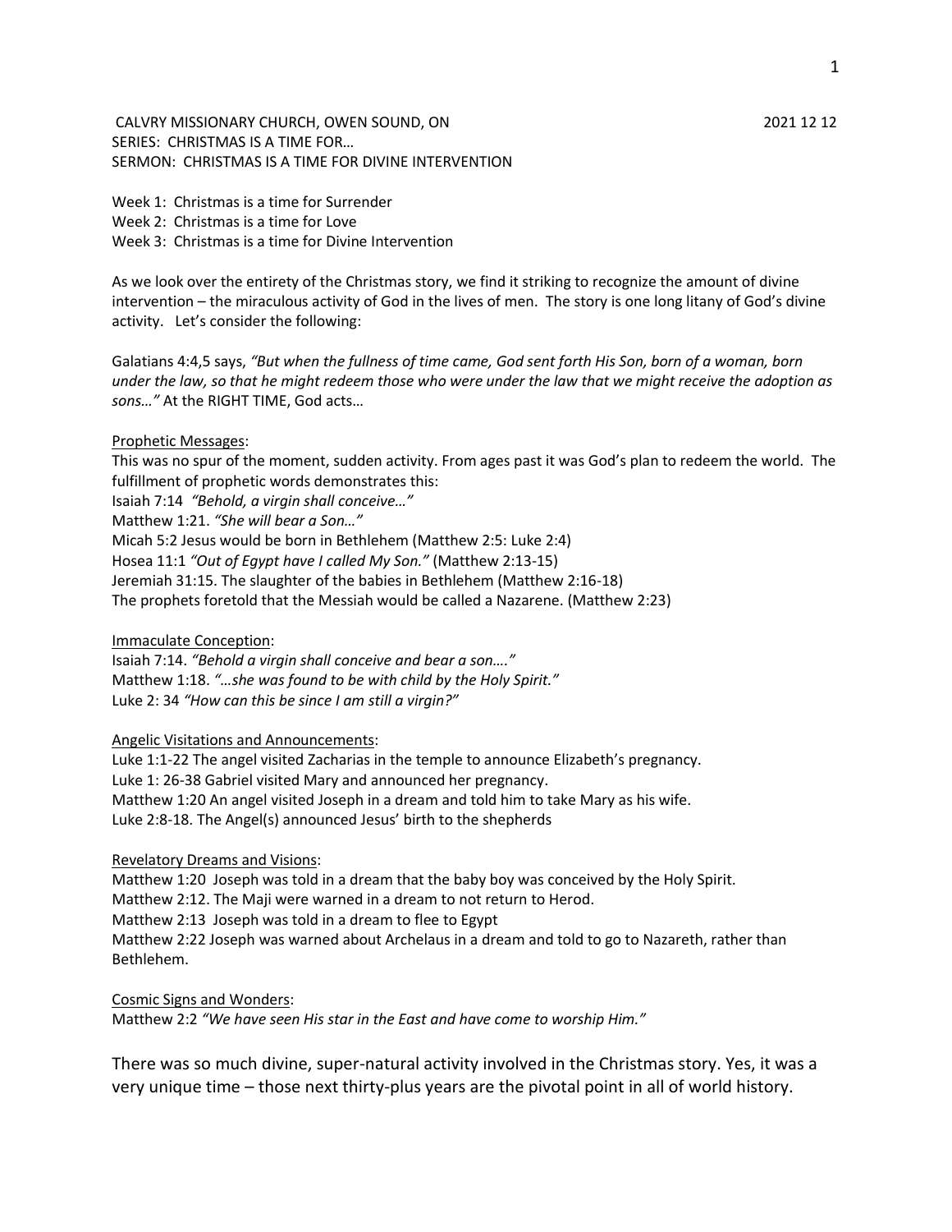CALVRY MISSIONARY CHURCH, OWEN SOUND, ON 2021 12 12
SERIES: CHRISTMAS IS A TIME FOR…
SERMON: CHRISTMAS IS A TIME FOR DIVINE INTERVENTION

Week 1: Christmas is a time for Surrender
Week 2: Christmas is a time for Love
Week 3: Christmas is a time for Divine Intervention

As we look over the entirety of the Christmas story, we find it striking to recognize the amount of divine intervention – the miraculous activity of God in the lives of men. The story is one long litany of God's divine activity. Let's consider the following:

Galatians 4:4,5 says, *"But when the fullness of time came, God sent forth His Son, born of a woman, born under the law, so that he might redeem those who were under the law that we might receive the adoption as sons…"* At the RIGHT TIME, God acts…

Prophetic Messages:
This was no spur of the moment, sudden activity. From ages past it was God's plan to redeem the world. The fulfillment of prophetic words demonstrates this:
Isaiah 7:14 *"Behold, a virgin shall conceive…"*
Matthew 1:21. *"She will bear a Son…"*
Micah 5:2 Jesus would be born in Bethlehem (Matthew 2:5: Luke 2:4)
Hosea 11:1 *"Out of Egypt have I called My Son."* (Matthew 2:13-15)
Jeremiah 31:15. The slaughter of the babies in Bethlehem (Matthew 2:16-18)
The prophets foretold that the Messiah would be called a Nazarene. (Matthew 2:23)

Immaculate Conception:
Isaiah 7:14. *"Behold a virgin shall conceive and bear a son…."*
Matthew 1:18. *"…she was found to be with child by the Holy Spirit."*
Luke 2: 34 *"How can this be since I am still a virgin?"*

Angelic Visitations and Announcements:
Luke 1:1-22 The angel visited Zacharias in the temple to announce Elizabeth's pregnancy.
Luke 1: 26-38 Gabriel visited Mary and announced her pregnancy.
Matthew 1:20 An angel visited Joseph in a dream and told him to take Mary as his wife.
Luke 2:8-18. The Angel(s) announced Jesus' birth to the shepherds

Revelatory Dreams and Visions:
Matthew 1:20 Joseph was told in a dream that the baby boy was conceived by the Holy Spirit.
Matthew 2:12. The Maji were warned in a dream to not return to Herod.
Matthew 2:13 Joseph was told in a dream to flee to Egypt
Matthew 2:22 Joseph was warned about Archelaus in a dream and told to go to Nazareth, rather than Bethlehem.

Cosmic Signs and Wonders:
Matthew 2:2 *"We have seen His star in the East and have come to worship Him."*

There was so much divine, super-natural activity involved in the Christmas story. Yes, it was a very unique time – those next thirty-plus years are the pivotal point in all of world history.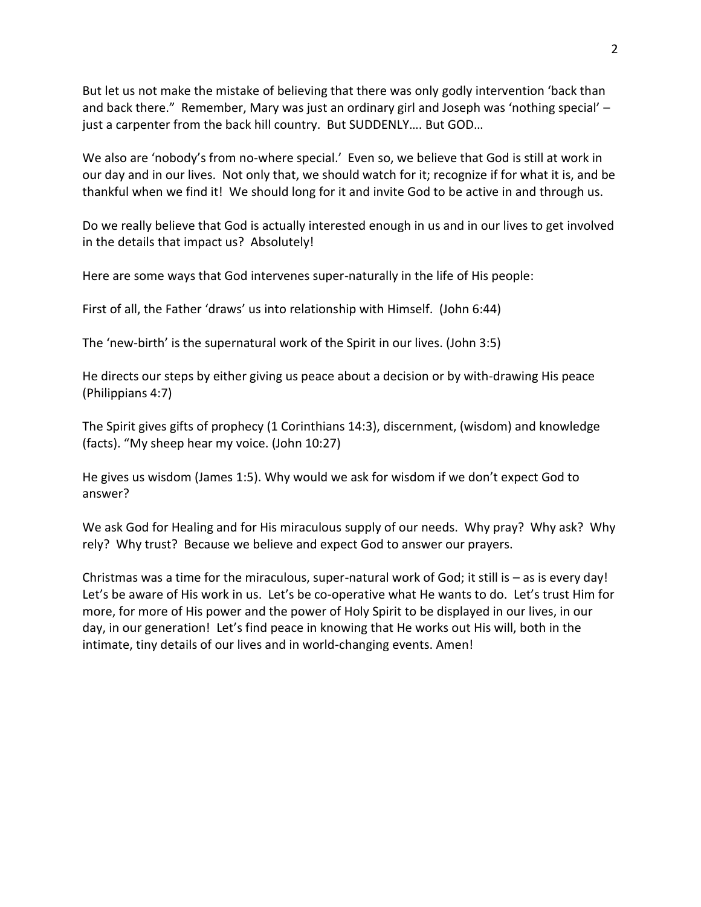But let us not make the mistake of believing that there was only godly intervention 'back than and back there." Remember, Mary was just an ordinary girl and Joseph was 'nothing special' – just a carpenter from the back hill country. But SUDDENLY…. But GOD…

We also are 'nobody's from no-where special.' Even so, we believe that God is still at work in our day and in our lives. Not only that, we should watch for it; recognize if for what it is, and be thankful when we find it! We should long for it and invite God to be active in and through us.

Do we really believe that God is actually interested enough in us and in our lives to get involved in the details that impact us? Absolutely!

Here are some ways that God intervenes super-naturally in the life of His people:

First of all, the Father 'draws' us into relationship with Himself. (John 6:44)

The 'new-birth' is the supernatural work of the Spirit in our lives. (John 3:5)

He directs our steps by either giving us peace about a decision or by with-drawing His peace (Philippians 4:7)

The Spirit gives gifts of prophecy (1 Corinthians 14:3), discernment, (wisdom) and knowledge (facts). "My sheep hear my voice. (John 10:27)

He gives us wisdom (James 1:5). Why would we ask for wisdom if we don't expect God to answer?

We ask God for Healing and for His miraculous supply of our needs. Why pray? Why ask? Why rely? Why trust? Because we believe and expect God to answer our prayers.

Christmas was a time for the miraculous, super-natural work of God; it still is – as is every day! Let's be aware of His work in us. Let's be co-operative what He wants to do. Let's trust Him for more, for more of His power and the power of Holy Spirit to be displayed in our lives, in our day, in our generation! Let's find peace in knowing that He works out His will, both in the intimate, tiny details of our lives and in world-changing events. Amen!